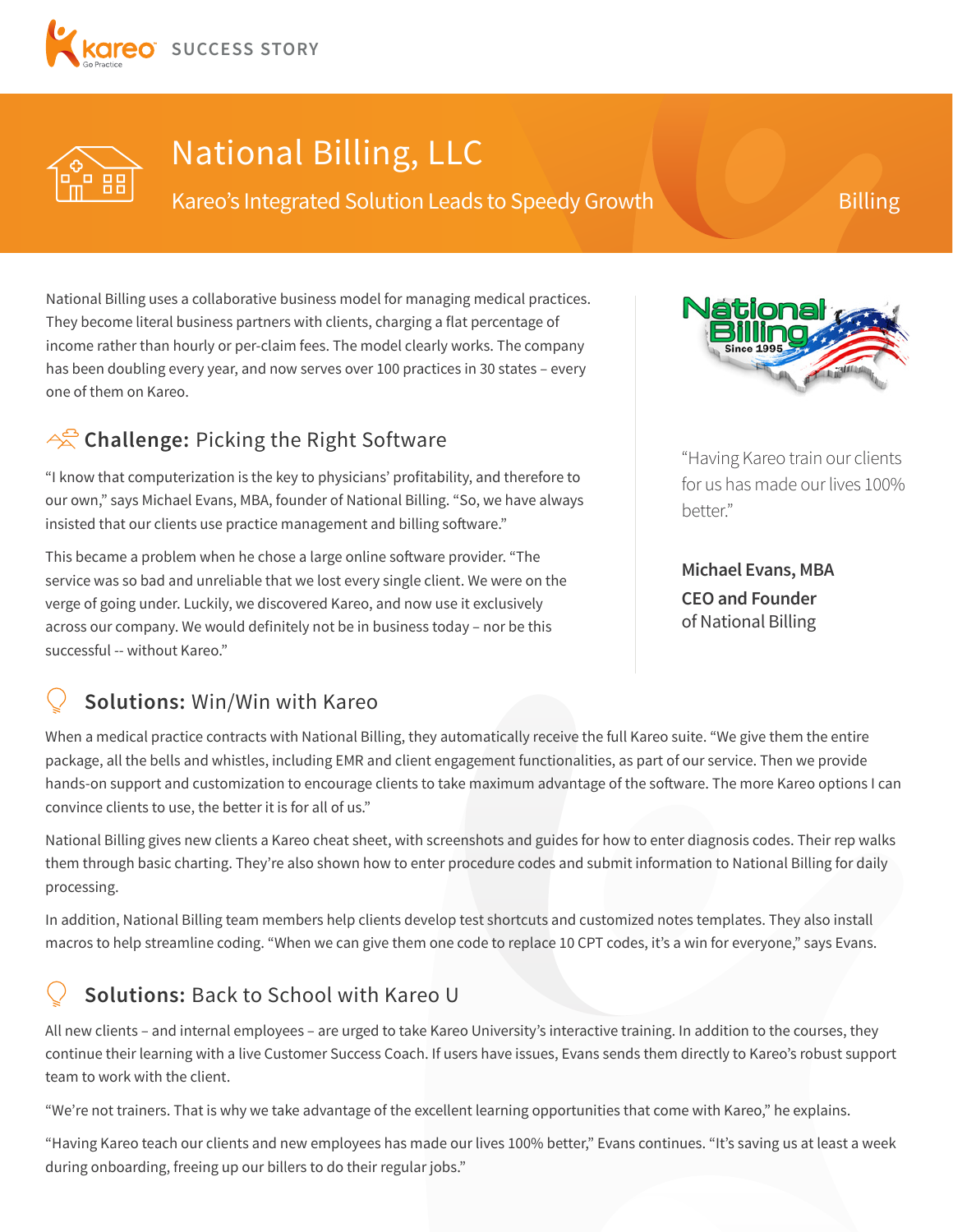SUCCESS STORY

# National Billing, LLC

## Kareo's Integrated Solution Leads to Speedy Growth

Billing

National Billing uses a collaborative business model for managing medical practices. They become literal business partners with clients, charging a flat percentage of income rather than hourly or per-claim fees. The model clearly works. The company has been doubling every year, and now serves over 100 practices in 30 states – every one of them on Kareo.

### Challenge: Picking the Right Software

"I know that computerization is the key to physicians' profitability, and therefore to our own," says Michael Evans, MBA, founder of National Billing. "So, we have always insisted that our clients use practice management and billing software."

This became a problem when he chose a large online software provider. "The service was so bad and unreliable that we lost every single client. We were on the verge of going under. Luckily, we discovered Kareo, and now use it exclusively across our company. We would definitely not be in business today – nor be this successful -- without Kareo."

> "Having Kareo train our clients for us has made our lives 100% better."
>
> **Michael Evans, MBA**
> **CEO and Founder**
> of National Billing

### Solutions: Win/Win with Kareo

When a medical practice contracts with National Billing, they automatically receive the full Kareo suite. "We give them the entire package, all the bells and whistles, including EMR and client engagement functionalities, as part of our service. Then we provide hands-on support and customization to encourage clients to take maximum advantage of the software. The more Kareo options I can convince clients to use, the better it is for all of us."

National Billing gives new clients a Kareo cheat sheet, with screenshots and guides for how to enter diagnosis codes. Their rep walks them through basic charting. They're also shown how to enter procedure codes and submit information to National Billing for daily processing.

In addition, National Billing team members help clients develop test shortcuts and customized notes templates. They also install macros to help streamline coding. "When we can give them one code to replace 10 CPT codes, it's a win for everyone," says Evans.

### Solutions: Back to School with Kareo U

All new clients – and internal employees – are urged to take Kareo University's interactive training. In addition to the courses, they continue their learning with a live Customer Success Coach. If users have issues, Evans sends them directly to Kareo's robust support team to work with the client.

"We're not trainers. That is why we take advantage of the excellent learning opportunities that come with Kareo," he explains.

"Having Kareo teach our clients and new employees has made our lives 100% better," Evans continues. "It's saving us at least a week during onboarding, freeing up our billers to do their regular jobs."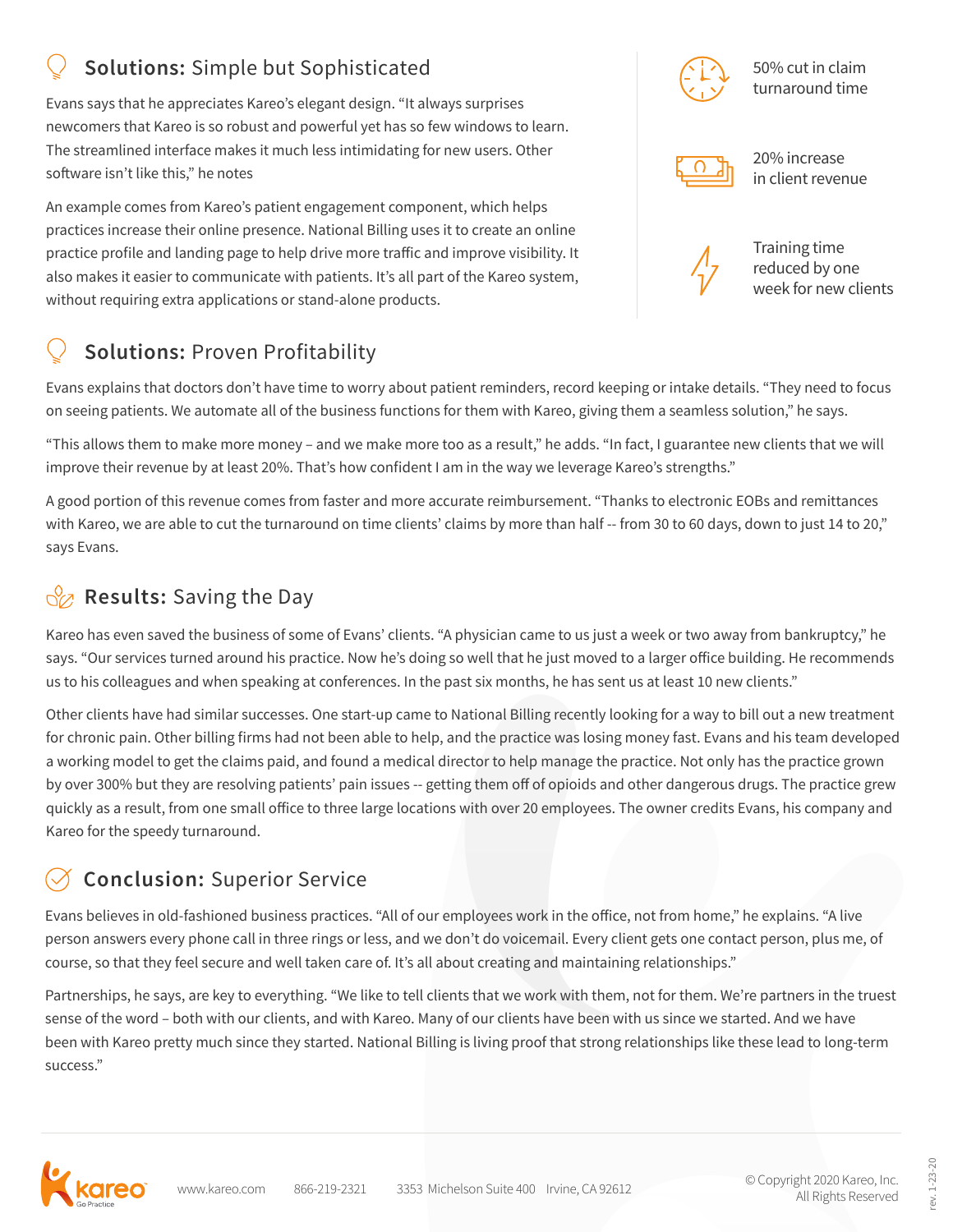## **Solutions:** Simple but Sophisticated

Evans says that he appreciates Kareo's elegant design. "It always surprises newcomers that Kareo is so robust and powerful yet has so few windows to learn. The streamlined interface makes it much less intimidating for new users. Other software isn't like this," he notes

An example comes from Kareo's patient engagement component, which helps practices increase their online presence. National Billing uses it to create an online practice profile and landing page to help drive more traffic and improve visibility. It also makes it easier to communicate with patients. It's all part of the Kareo system, without requiring extra applications or stand-alone products.

50% cut in claim turnaround time

20% increase in client revenue

Training time reduced by one week for new clients

## **Solutions:** Proven Profitability

Evans explains that doctors don't have time to worry about patient reminders, record keeping or intake details. "They need to focus on seeing patients. We automate all of the business functions for them with Kareo, giving them a seamless solution," he says.

"This allows them to make more money – and we make more too as a result," he adds. "In fact, I guarantee new clients that we will improve their revenue by at least 20%. That's how confident I am in the way we leverage Kareo's strengths."

A good portion of this revenue comes from faster and more accurate reimbursement. "Thanks to electronic EOBs and remittances with Kareo, we are able to cut the turnaround on time clients' claims by more than half -- from 30 to 60 days, down to just 14 to 20," says Evans.

## **Results:** Saving the Day

Kareo has even saved the business of some of Evans' clients. "A physician came to us just a week or two away from bankruptcy," he says. "Our services turned around his practice. Now he's doing so well that he just moved to a larger office building. He recommends us to his colleagues and when speaking at conferences. In the past six months, he has sent us at least 10 new clients."

Other clients have had similar successes. One start-up came to National Billing recently looking for a way to bill out a new treatment for chronic pain. Other billing firms had not been able to help, and the practice was losing money fast. Evans and his team developed a working model to get the claims paid, and found a medical director to help manage the practice. Not only has the practice grown by over 300% but they are resolving patients' pain issues -- getting them off of opioids and other dangerous drugs. The practice grew quickly as a result, from one small office to three large locations with over 20 employees. The owner credits Evans, his company and Kareo for the speedy turnaround.

## **Conclusion:** Superior Service

Evans believes in old-fashioned business practices. "All of our employees work in the office, not from home," he explains. "A live person answers every phone call in three rings or less, and we don't do voicemail. Every client gets one contact person, plus me, of course, so that they feel secure and well taken care of. It's all about creating and maintaining relationships."

Partnerships, he says, are key to everything. "We like to tell clients that we work with them, not for them. We're partners in the truest sense of the word – both with our clients, and with Kareo. Many of our clients have been with us since we started. And we have been with Kareo pretty much since they started. National Billing is living proof that strong relationships like these lead to long-term success."

kareo Go Practice www.kareo.com 866-219-2321 3353 Michelson Suite 400 Irvine, CA 92612

© Copyright 2020 Kareo, Inc. All Rights Reserved

rev. 1-23-20